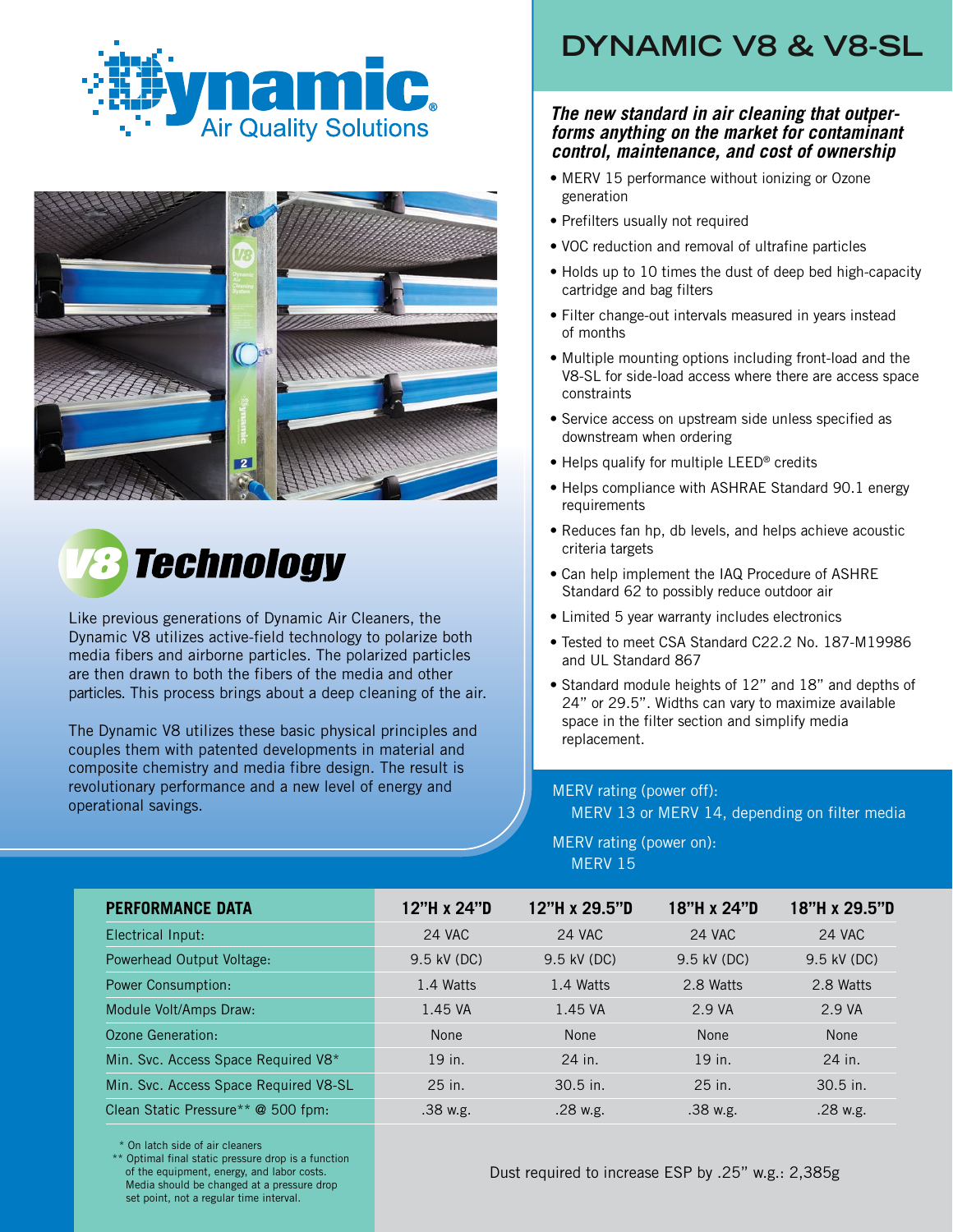Dynamic® Air Quality Solutions

# DYNAMIC V8 & V8-SL

***The new standard in air cleaning that outperforms anything on the market for contaminant control, maintenance, and cost of ownership***

- MERV 15 performance without ionizing or Ozone generation
- Prefilters usually not required
- VOC reduction and removal of ultrafine particles
- Holds up to 10 times the dust of deep bed high-capacity cartridge and bag filters
- Filter change-out intervals measured in years instead of months
- Multiple mounting options including front-load and the V8-SL for side-load access where there are access space constraints
- Service access on upstream side unless specified as downstream when ordering
- Helps qualify for multiple LEED® credits
- Helps compliance with ASHRAE Standard 90.1 energy requirements
- Reduces fan hp, db levels, and helps achieve acoustic criteria targets
- Can help implement the IAQ Procedure of ASHRE Standard 62 to possibly reduce outdoor air
- Limited 5 year warranty includes electronics
- Tested to meet CSA Standard C22.2 No. 187-M19986 and UL Standard 867
- Standard module heights of 12" and 18" and depths of 24" or 29.5". Widths can vary to maximize available space in the filter section and simplify media replacement.

## V8 Technology

Like previous generations of Dynamic Air Cleaners, the Dynamic V8 utilizes active-field technology to polarize both media fibers and airborne particles. The polarized particles are then drawn to both the fibers of the media and other particles. This process brings about a deep cleaning of the air.

The Dynamic V8 utilizes these basic physical principles and couples them with patented developments in material and composite chemistry and media fibre design. The result is revolutionary performance and a new level of energy and operational savings.

MERV rating (power off):
MERV 13 or MERV 14, depending on filter media

MERV rating (power on):
MERV 15

| PERFORMANCE DATA | 12"H x 24"D | 12"H x 29.5"D | 18"H x 24"D | 18"H x 29.5"D |
|---|---|---|---|---|
| Electrical Input: | 24 VAC | 24 VAC | 24 VAC | 24 VAC |
| Powerhead Output Voltage: | 9.5 kV (DC) | 9.5 kV (DC) | 9.5 kV (DC) | 9.5 kV (DC) |
| Power Consumption: | 1.4 Watts | 1.4 Watts | 2.8 Watts | 2.8 Watts |
| Module Volt/Amps Draw: | 1.45 VA | 1.45 VA | 2.9 VA | 2.9 VA |
| Ozone Generation: | None | None | None | None |
| Min. Svc. Access Space Required V8* | 19 in. | 24 in. | 19 in. | 24 in. |
| Min. Svc. Access Space Required V8-SL | 25 in. | 30.5 in. | 25 in. | 30.5 in. |
| Clean Static Pressure** @ 500 fpm: | .38 w.g. | .28 w.g. | .38 w.g. | .28 w.g. |

\* On latch side of air cleaners
\*\* Optimal final static pressure drop is a function of the equipment, energy, and labor costs. Media should be changed at a pressure drop set point, not a regular time interval.

Dust required to increase ESP by .25" w.g.: 2,385g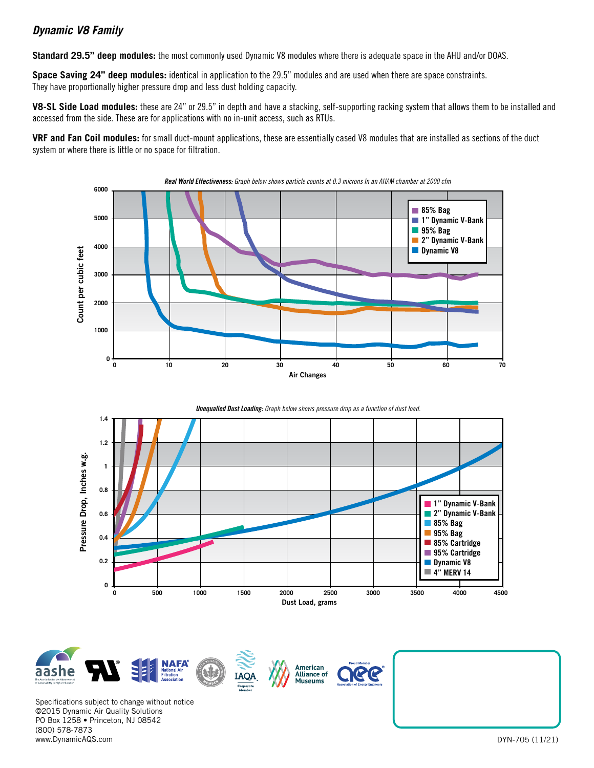## *Dynamic V8 Family*

**Standard 29.5" deep modules:** the most commonly used Dynamic V8 modules where there is adequate space in the AHU and/or DOAS.

**Space Saving 24" deep modules:** identical in application to the 29.5" modules and are used when there are space constraints. They have proportionally higher pressure drop and less dust holding capacity.

**V8-SL Side Load modules:** these are 24" or 29.5" in depth and have a stacking, self-supporting racking system that allows them to be installed and accessed from the side. These are for applications with no in-unit access, such as RTUs.

**VRF and Fan Coil modules:** for small duct-mount applications, these are essentially cased V8 modules that are installed as sections of the duct system or where there is little or no space for filtration.

***Real World Effectiveness:*** *Graph below shows particle counts at 0.3 microns In an AHAM chamber at 2000 cfm*

Count per cubic feet

6000
5000
4000
3000
2000
1000
0

0 10 20 30 40 50 60 70

Air Changes

- 85% Bag
- 1" Dynamic V-Bank
- 95% Bag
- 2" Dynamic V-Bank
- Dynamic V8

***Unequalled Dust Loading:*** *Graph below shows pressure drop as a function of dust load.*

Pressure Drop, Inches w.g.

1.4
1.2
1
0.8
0.6
0.4
0.2
0

0 500 1000 1500 2000 2500 3000 3500 4000 4500

Dust Load, grams

- 1" Dynamic V-Bank
- 2" Dynamic V-Bank
- 85% Bag
- 95% Bag
- 85% Cartridge
- 95% Cartridge
- Dynamic V8
- 4" MERV 14

Specifications subject to change without notice
©2015 Dynamic Air Quality Solutions
PO Box 1258 • Princeton, NJ 08542
(800) 578-7873
www.DynamicAQS.com

DYN-705 (11/21)